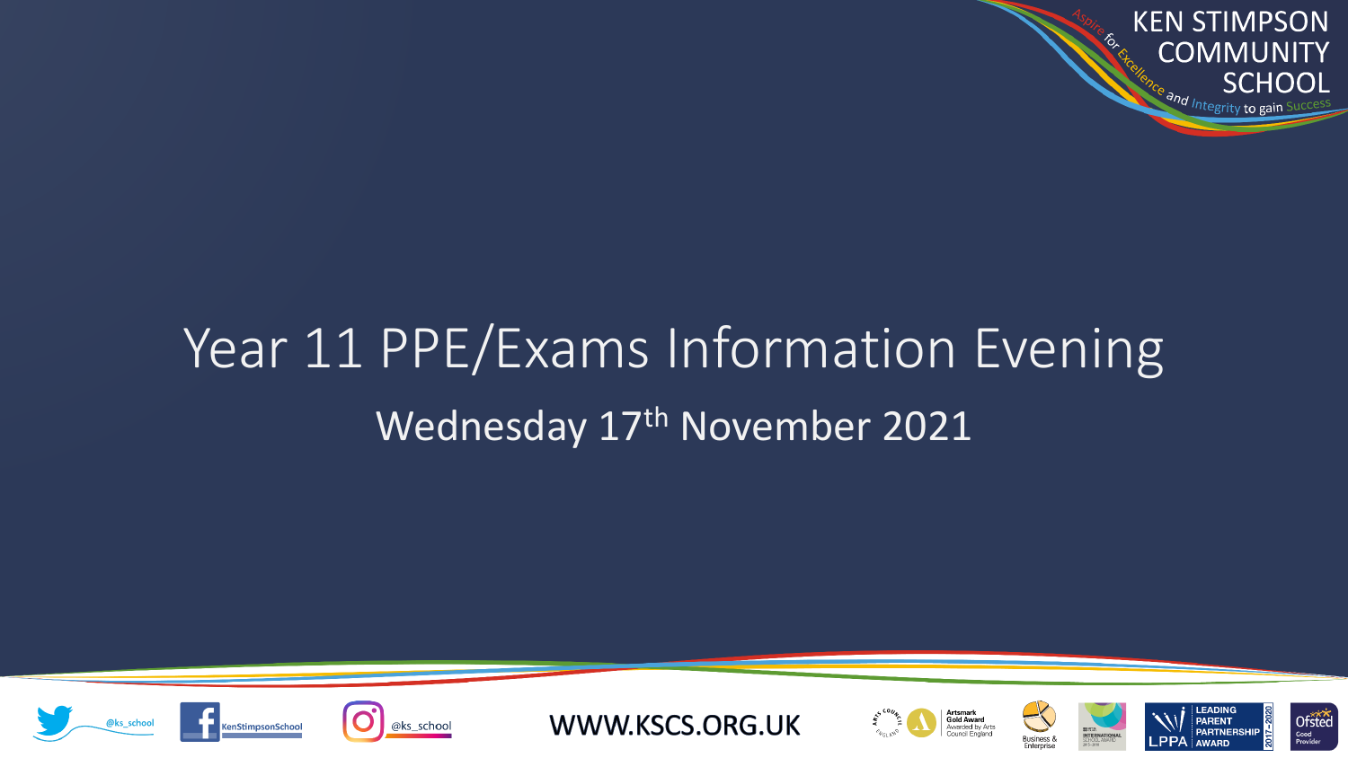KEN STIMPSON COMMUNITY SCHOOL

Aspire for Excellence and Integrity to gain Success

# Year 11 PPE/Exams Information Evening

## Wednesday 17th November 2021

@ks_school

KenStimpsonSchool

@ks_school

WWW.KSCS.ORG.UK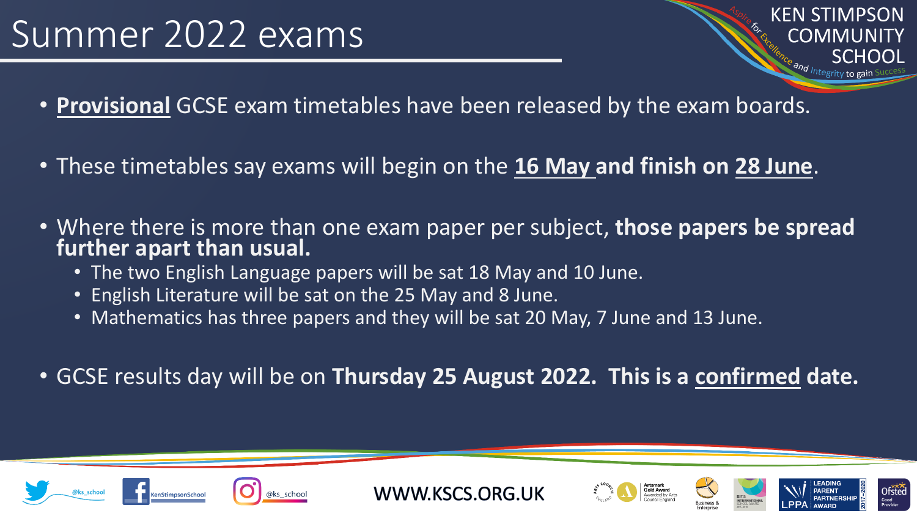# Summer 2022 exams

- **Provisional** GCSE exam timetables have been released by the exam boards.
- These timetables say exams will begin on the **16 May and finish on 28 June**.
- Where there is more than one exam paper per subject, **those papers be spread further apart than usual.**
  - The two English Language papers will be sat 18 May and 10 June.
  - English Literature will be sat on the 25 May and 8 June.
  - Mathematics has three papers and they will be sat 20 May, 7 June and 13 June.
- GCSE results day will be on **Thursday 25 August 2022. This is a confirmed date.**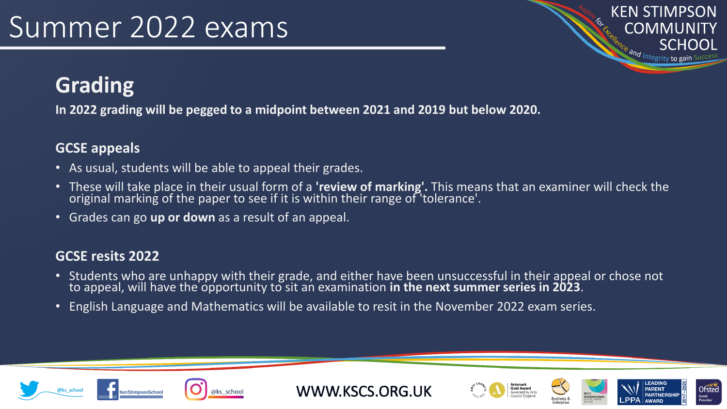# Summer 2022 exams

## Grading

**In 2022 grading will be pegged to a midpoint between 2021 and 2019 but below 2020.**

### GCSE appeals

- As usual, students will be able to appeal their grades.
- These will take place in their usual form of a **'review of marking'.** This means that an examiner will check the original marking of the paper to see if it is within their range of 'tolerance'.
- Grades can go **up or down** as a result of an appeal.

### GCSE resits 2022

- Students who are unhappy with their grade, and either have been unsuccessful in their appeal or chose not to appeal, will have the opportunity to sit an examination **in the next summer series in 2023**.
- English Language and Mathematics will be available to resit in the November 2022 exam series.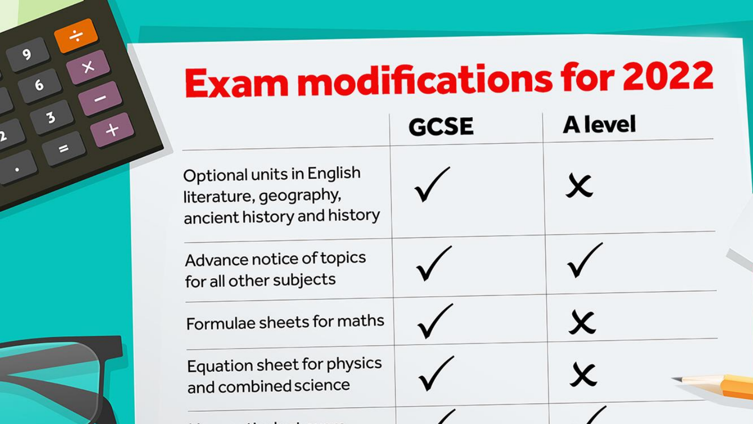# Exam modifications for 2022

| | GCSE | A level |
|---|---|---|
| Optional units in English literature, geography, ancient history and history | ✓ | ✗ |
| Advance notice of topics for all other subjects | ✓ | ✓ |
| Formulae sheets for maths | ✓ | ✗ |
| Equation sheet for physics and combined science | ✓ | ✗ |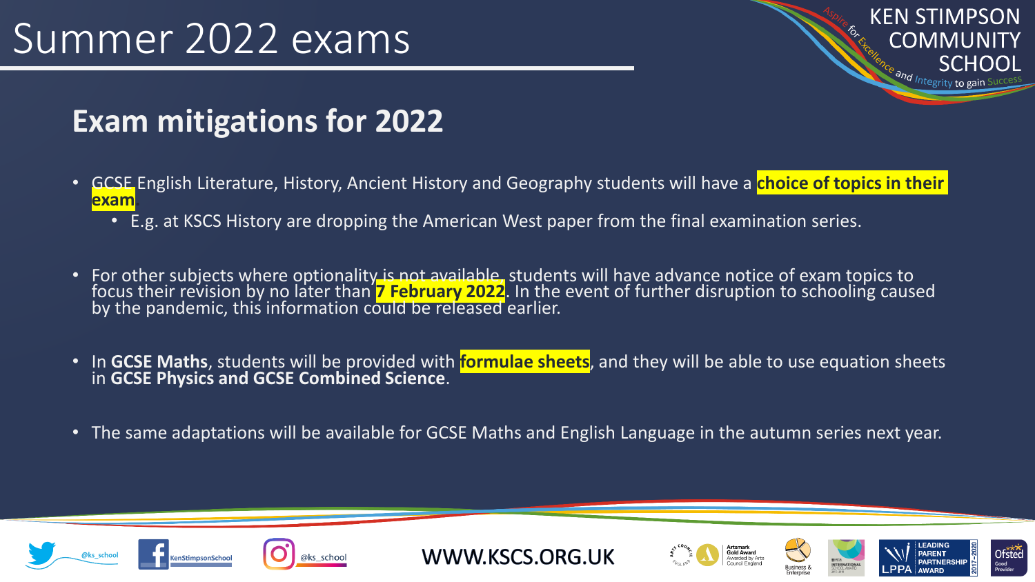# Summer 2022 exams

## Exam mitigations for 2022

- GCSE English Literature, History, Ancient History and Geography students will have a **choice of topics in their exam**.
  - E.g. at KSCS History are dropping the American West paper from the final examination series.
- For other subjects where optionality is not available, students will have advance notice of exam topics to focus their revision by no later than **7 February 2022**. In the event of further disruption to schooling caused by the pandemic, this information could be released earlier.
- In **GCSE Maths**, students will be provided with **formulae sheets**, and they will be able to use equation sheets in **GCSE Physics and GCSE Combined Science**.
- The same adaptations will be available for GCSE Maths and English Language in the autumn series next year.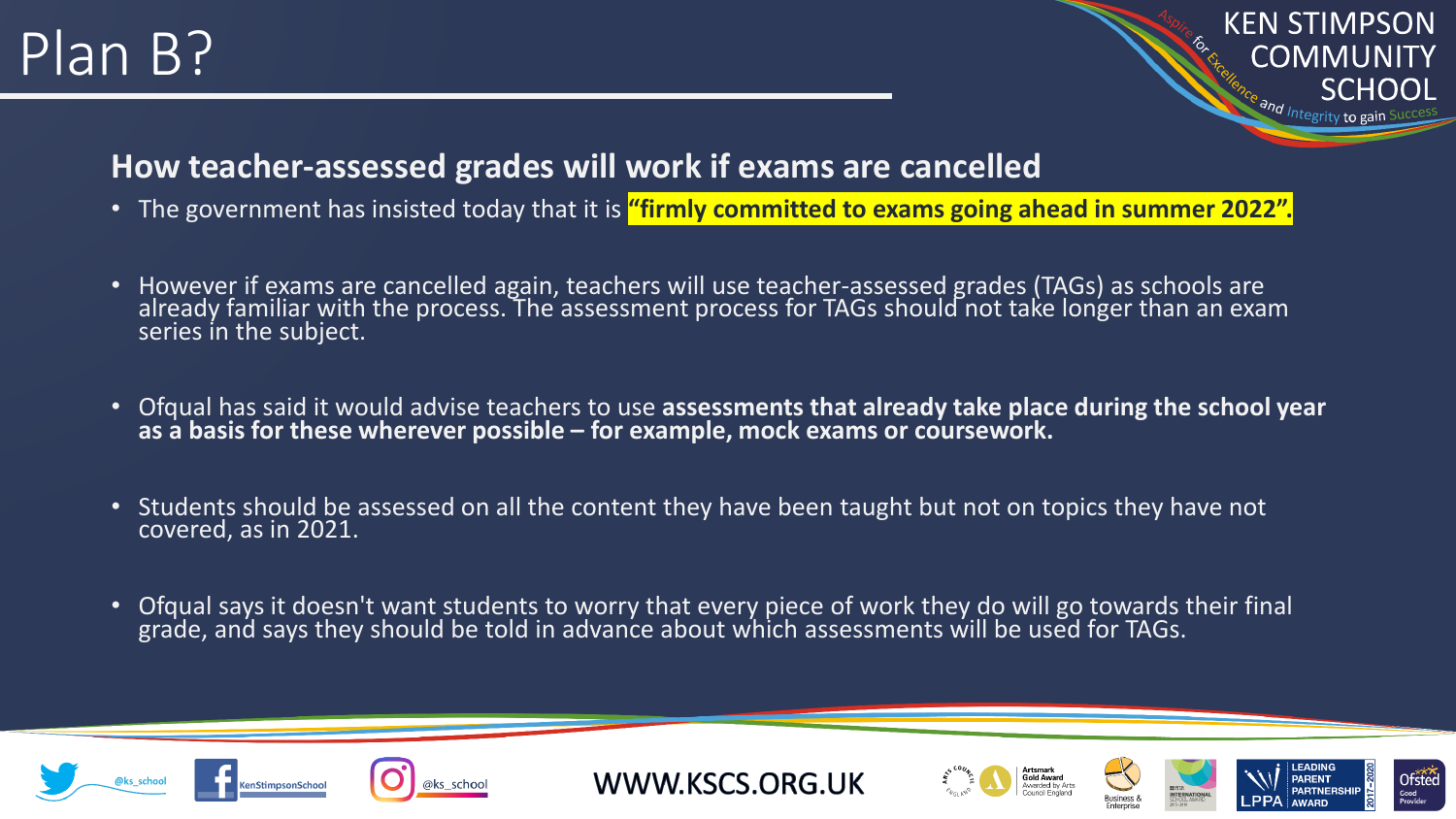# Plan B?

## How teacher-assessed grades will work if exams are cancelled

- The government has insisted today that it is **"firmly committed to exams going ahead in summer 2022".**
- However if exams are cancelled again, teachers will use teacher-assessed grades (TAGs) as schools are already familiar with the process. The assessment process for TAGs should not take longer than an exam series in the subject.
- Ofqual has said it would advise teachers to use **assessments that already take place during the school year as a basis for these wherever possible – for example, mock exams or coursework.**
- Students should be assessed on all the content they have been taught but not on topics they have not covered, as in 2021.
- Ofqual says it doesn't want students to worry that every piece of work they do will go towards their final grade, and says they should be told in advance about which assessments will be used for TAGs.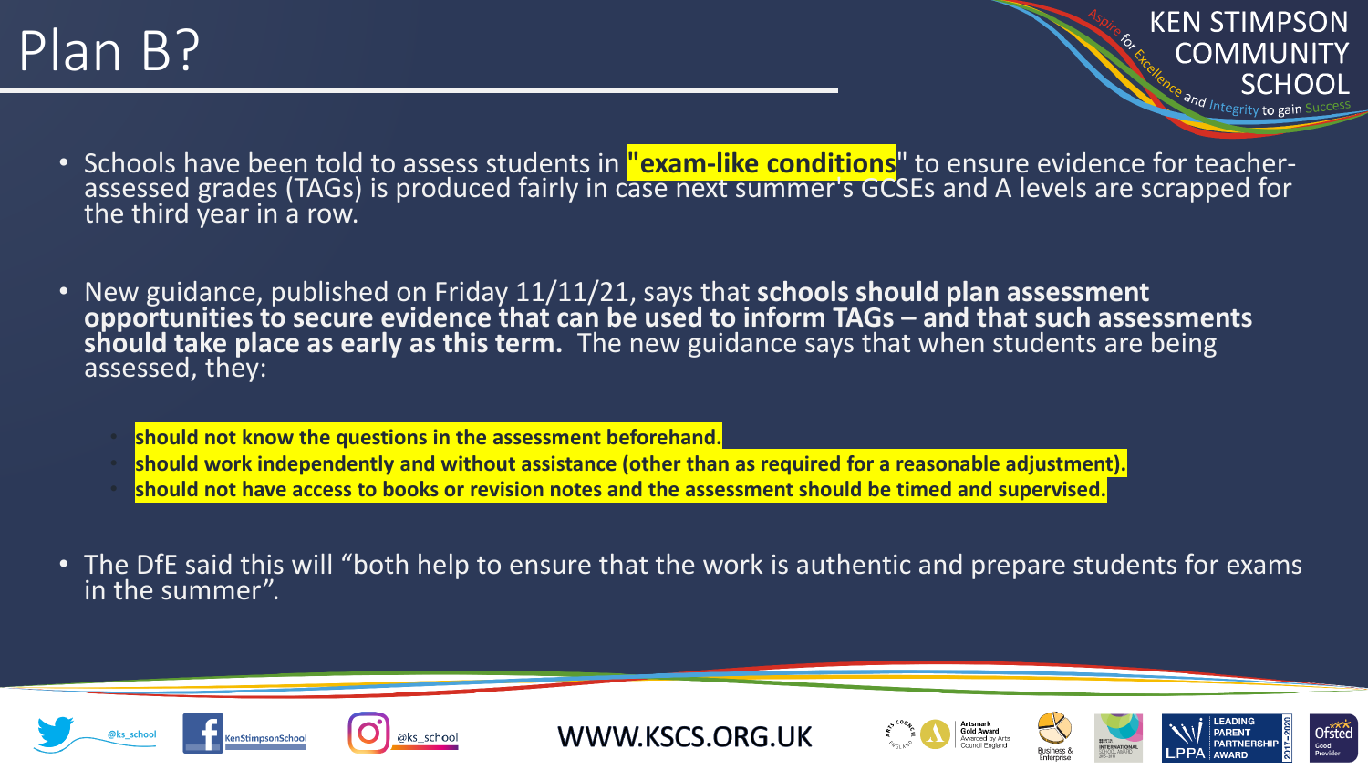# Plan B?

- Schools have been told to assess students in **"exam-like conditions"** to ensure evidence for teacher-assessed grades (TAGs) is produced fairly in case next summer's GCSEs and A levels are scrapped for the third year in a row.

- New guidance, published on Friday 11/11/21, says that **schools should plan assessment opportunities to secure evidence that can be used to inform TAGs – and that such assessments should take place as early as this term.** The new guidance says that when students are being assessed, they:

  - **should not know the questions in the assessment beforehand.**
  - **should work independently and without assistance (other than as required for a reasonable adjustment).**
  - **should not have access to books or revision notes and the assessment should be timed and supervised.**

- The DfE said this will "both help to ensure that the work is authentic and prepare students for exams in the summer".